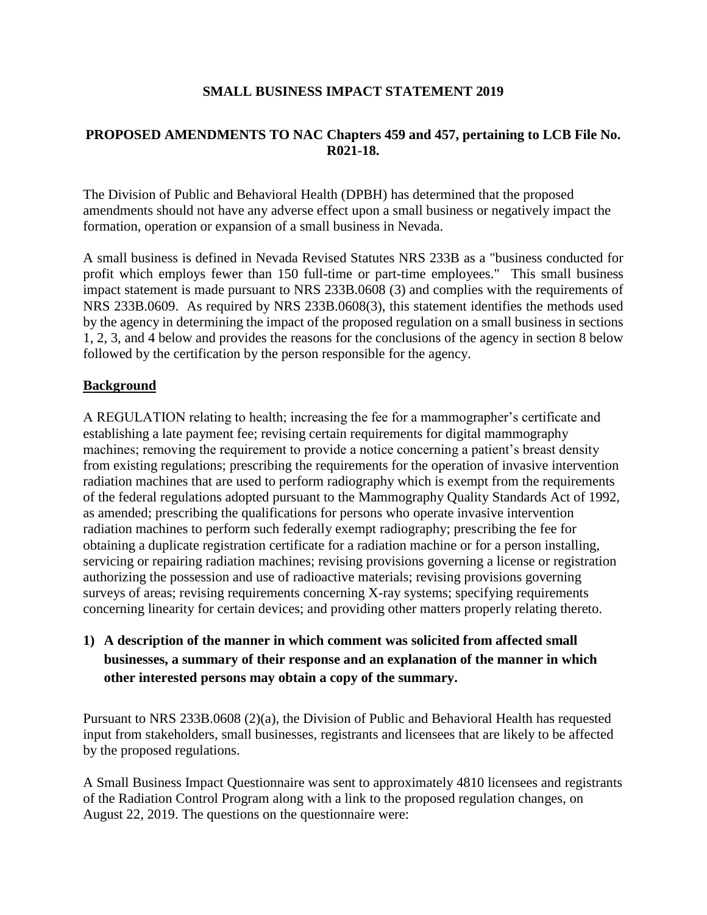## SMALL BUSINESS IMPACT STATEMENT 2019

### PROPOSED AMENDMENTS TO NAC Chapters 459 and 457, pertaining to LCB File No. R021-18.

The Division of Public and Behavioral Health (DPBH) has determined that the proposed amendments should not have any adverse effect upon a small business or negatively impact the formation, operation or expansion of a small business in Nevada.

A small business is defined in Nevada Revised Statutes NRS 233B as a "business conducted for profit which employs fewer than 150 full-time or part-time employees." This small business impact statement is made pursuant to NRS 233B.0608 (3) and complies with the requirements of NRS 233B.0609. As required by NRS 233B.0608(3), this statement identifies the methods used by the agency in determining the impact of the proposed regulation on a small business in sections 1, 2, 3, and 4 below and provides the reasons for the conclusions of the agency in section 8 below followed by the certification by the person responsible for the agency.

**Background**

A REGULATION relating to health; increasing the fee for a mammographer's certificate and establishing a late payment fee; revising certain requirements for digital mammography machines; removing the requirement to provide a notice concerning a patient's breast density from existing regulations; prescribing the requirements for the operation of invasive intervention radiation machines that are used to perform radiography which is exempt from the requirements of the federal regulations adopted pursuant to the Mammography Quality Standards Act of 1992, as amended; prescribing the qualifications for persons who operate invasive intervention radiation machines to perform such federally exempt radiography; prescribing the fee for obtaining a duplicate registration certificate for a radiation machine or for a person installing, servicing or repairing radiation machines; revising provisions governing a license or registration authorizing the possession and use of radioactive materials; revising provisions governing surveys of areas; revising requirements concerning X-ray systems; specifying requirements concerning linearity for certain devices; and providing other matters properly relating thereto.

**1) A description of the manner in which comment was solicited from affected small businesses, a summary of their response and an explanation of the manner in which other interested persons may obtain a copy of the summary.**

Pursuant to NRS 233B.0608 (2)(a), the Division of Public and Behavioral Health has requested input from stakeholders, small businesses, registrants and licensees that are likely to be affected by the proposed regulations.

A Small Business Impact Questionnaire was sent to approximately 4810 licensees and registrants of the Radiation Control Program along with a link to the proposed regulation changes, on August 22, 2019. The questions on the questionnaire were: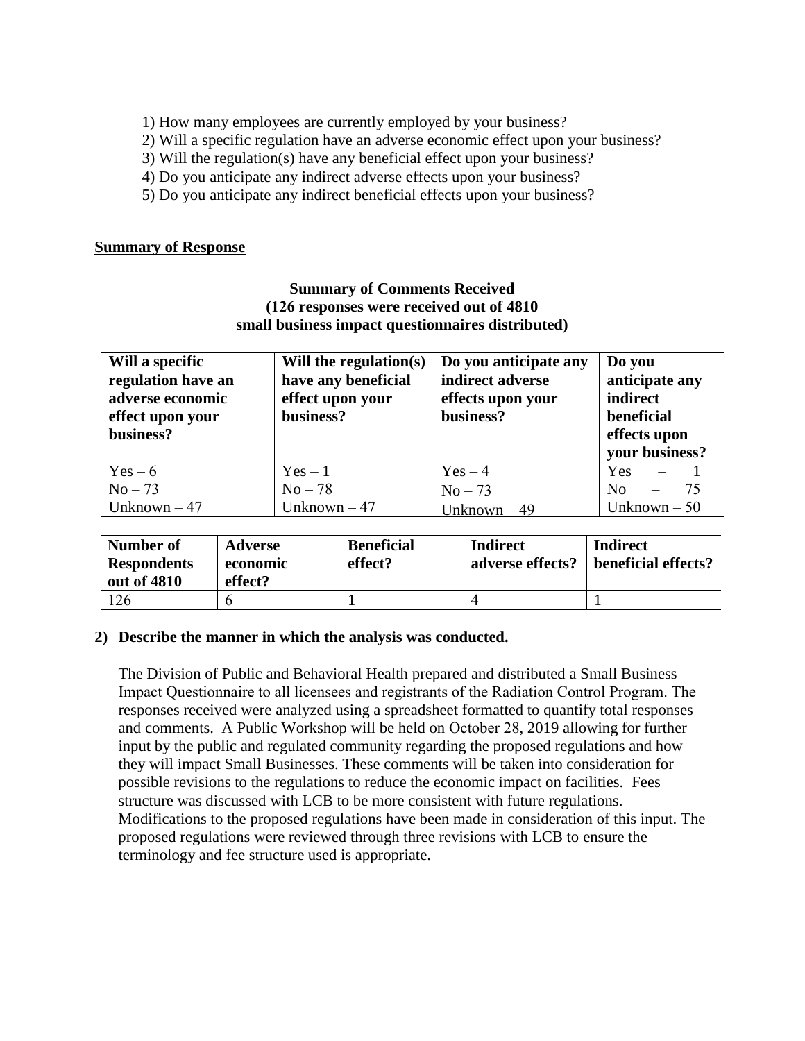1) How many employees are currently employed by your business?
2) Will a specific regulation have an adverse economic effect upon your business?
3) Will the regulation(s) have any beneficial effect upon your business?
4) Do you anticipate any indirect adverse effects upon your business?
5) Do you anticipate any indirect beneficial effects upon your business?

**<u>Summary of Response</u>**

**Summary of Comments Received**
**(126 responses were received out of 4810**
**small business impact questionnaires distributed)**

| **Will a specific regulation have an adverse economic effect upon your business?** | **Will the regulation(s) have any beneficial effect upon your business?** | **Do you anticipate any indirect adverse effects upon your business?** | **Do you anticipate any indirect beneficial effects upon your business?** |
|---|---|---|---|
| Yes – 6<br>No – 73<br>Unknown – 47 | Yes – 1<br>No – 78<br>Unknown – 47 | Yes – 4<br>No – 73<br>Unknown – 49 | Yes – 1<br>No – 75<br>Unknown – 50 |

| **Number of Respondents out of 4810** | **Adverse economic effect?** | **Beneficial effect?** | **Indirect adverse effects?** | **Indirect beneficial effects?** |
|---|---|---|---|---|
| 126 | 6 | 1 | 4 | 1 |

**2) Describe the manner in which the analysis was conducted.**

The Division of Public and Behavioral Health prepared and distributed a Small Business Impact Questionnaire to all licensees and registrants of the Radiation Control Program. The responses received were analyzed using a spreadsheet formatted to quantify total responses and comments. A Public Workshop will be held on October 28, 2019 allowing for further input by the public and regulated community regarding the proposed regulations and how they will impact Small Businesses. These comments will be taken into consideration for possible revisions to the regulations to reduce the economic impact on facilities. Fees structure was discussed with LCB to be more consistent with future regulations. Modifications to the proposed regulations have been made in consideration of this input. The proposed regulations were reviewed through three revisions with LCB to ensure the terminology and fee structure used is appropriate.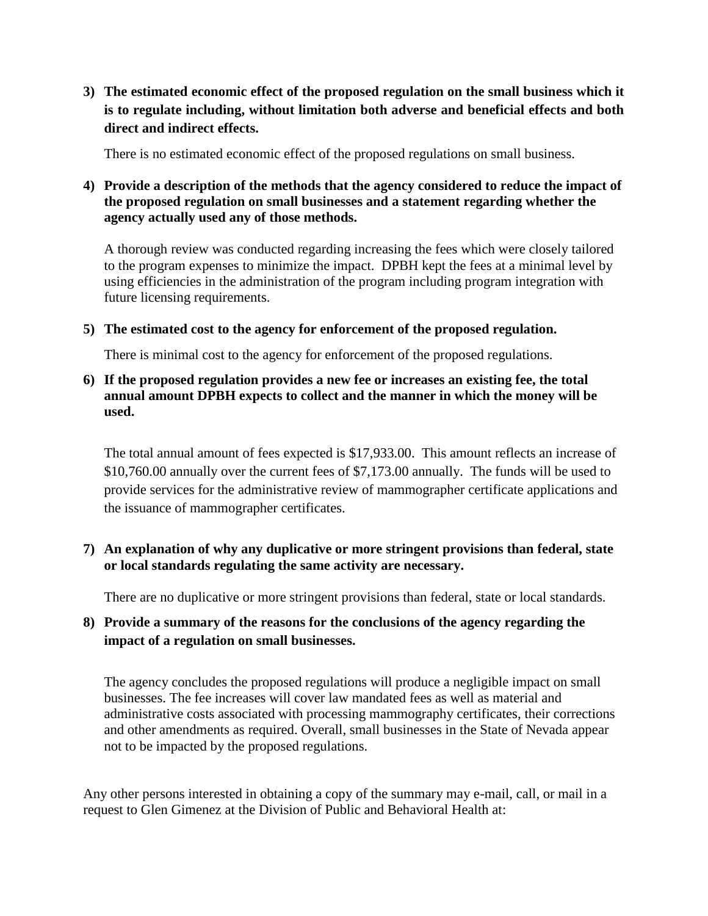**3) The estimated economic effect of the proposed regulation on the small business which it is to regulate including, without limitation both adverse and beneficial effects and both direct and indirect effects.**

There is no estimated economic effect of the proposed regulations on small business.

**4) Provide a description of the methods that the agency considered to reduce the impact of the proposed regulation on small businesses and a statement regarding whether the agency actually used any of those methods.**

A thorough review was conducted regarding increasing the fees which were closely tailored to the program expenses to minimize the impact. DPBH kept the fees at a minimal level by using efficiencies in the administration of the program including program integration with future licensing requirements.

**5) The estimated cost to the agency for enforcement of the proposed regulation.**

There is minimal cost to the agency for enforcement of the proposed regulations.

**6) If the proposed regulation provides a new fee or increases an existing fee, the total annual amount DPBH expects to collect and the manner in which the money will be used.**

The total annual amount of fees expected is $17,933.00. This amount reflects an increase of $10,760.00 annually over the current fees of $7,173.00 annually. The funds will be used to provide services for the administrative review of mammographer certificate applications and the issuance of mammographer certificates.

**7) An explanation of why any duplicative or more stringent provisions than federal, state or local standards regulating the same activity are necessary.**

There are no duplicative or more stringent provisions than federal, state or local standards.

**8) Provide a summary of the reasons for the conclusions of the agency regarding the impact of a regulation on small businesses.**

The agency concludes the proposed regulations will produce a negligible impact on small businesses. The fee increases will cover law mandated fees as well as material and administrative costs associated with processing mammography certificates, their corrections and other amendments as required. Overall, small businesses in the State of Nevada appear not to be impacted by the proposed regulations.

Any other persons interested in obtaining a copy of the summary may e-mail, call, or mail in a request to Glen Gimenez at the Division of Public and Behavioral Health at: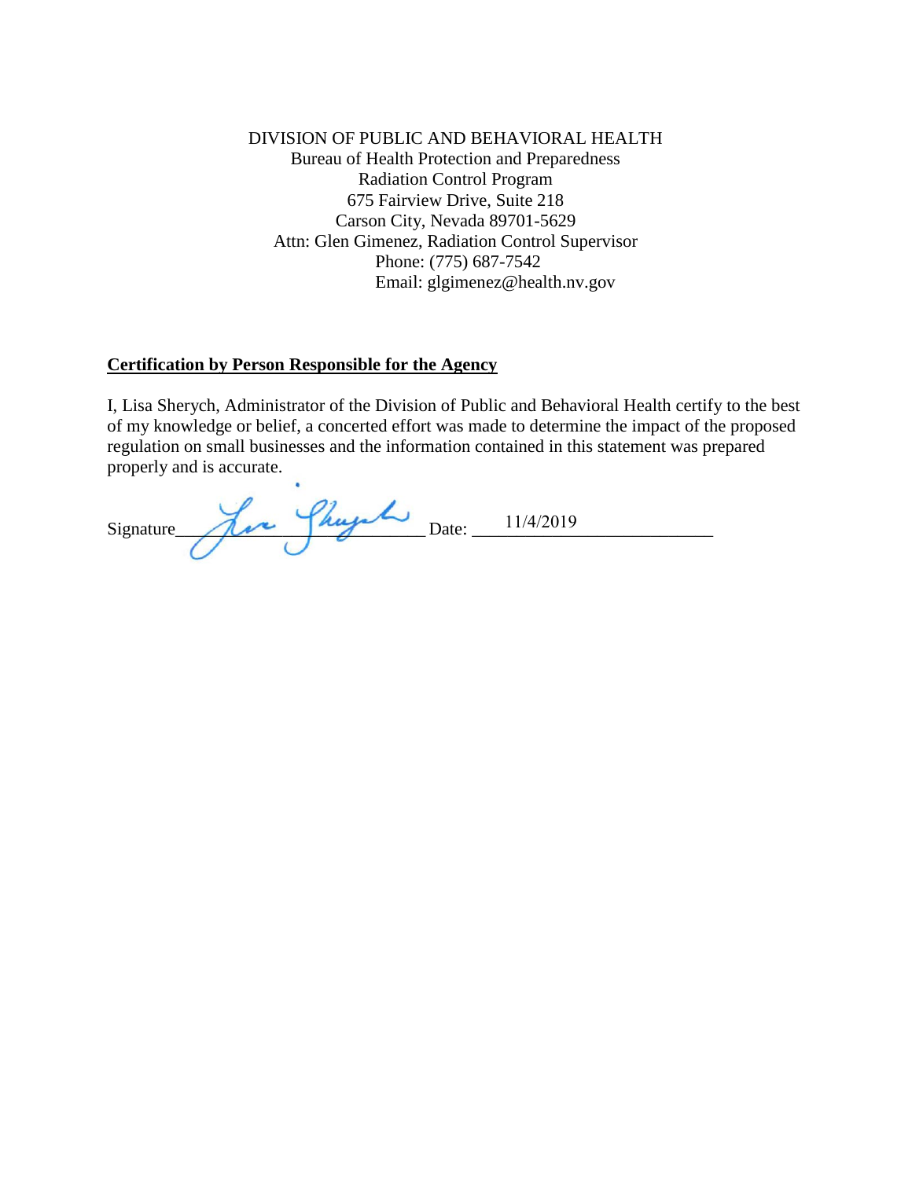DIVISION OF PUBLIC AND BEHAVIORAL HEALTH
Bureau of Health Protection and Preparedness
Radiation Control Program
675 Fairview Drive, Suite 218
Carson City, Nevada 89701-5629
Attn: Glen Gimenez, Radiation Control Supervisor
Phone: (775) 687-7542
Email: glgimenez@health.nv.gov

**<u>Certification by Person Responsible for the Agency</u>**

I, Lisa Sherych, Administrator of the Division of Public and Behavioral Health certify to the best of my knowledge or belief, a concerted effort was made to determine the impact of the proposed regulation on small businesses and the information contained in this statement was prepared properly and is accurate.

Signature\_\_\_\_\_\_\_\_\_\_\_\_\_\_\_\_\_\_\_\_\_\_\_\_\_\_\_\_ Date: 11/4/2019